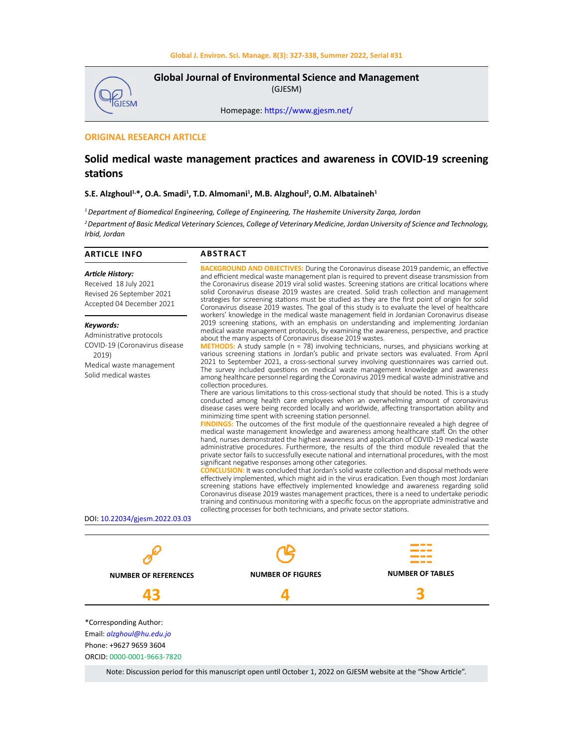**Global Journal of Environmental Science and Management**
(GJESM)

Homepage: https://www.gjesm.net/

**ORIGINAL RESEARCH ARTICLE**

# Solid medical waste management practices and awareness in COVID-19 screening stations

**S.E. Alzghoul[1,*], O.A. Smadi[1], T.D. Almomani[1], M.B. Alzghoul[2], O.M. Albataineh[1]**

*[1] Department of Biomedical Engineering, College of Engineering, The Hashemite University Zarqa, Jordan*

*[2] Department of Basic Medical Veterinary Sciences, College of Veterinary Medicine, Jordan University of Science and Technology, Irbid, Jordan*

## ARTICLE INFO

***Article History:***
Received 18 July 2021
Revised 26 September 2021
Accepted 04 December 2021

***Keywords:***
Administrative protocols
COVID-19 (Coronavirus disease 2019)
Medical waste management
Solid medical wastes

DOI: 10.22034/gjesm.2022.03.03

## ABSTRACT

**BACKGROUND AND OBJECTIVES:** During the Coronavirus disease 2019 pandemic, an effective and efficient medical waste management plan is required to prevent disease transmission from the Coronavirus disease 2019 viral solid wastes. Screening stations are critical locations where solid Coronavirus disease 2019 wastes are created. Solid trash collection and management strategies for screening stations must be studied as they are the first point of origin for solid Coronavirus disease 2019 wastes. The goal of this study is to evaluate the level of healthcare workers' knowledge in the medical waste management field in Jordanian Coronavirus disease 2019 screening stations, with an emphasis on understanding and implementing Jordanian medical waste management protocols, by examining the awareness, perspective, and practice about the many aspects of Coronavirus disease 2019 wastes.

**METHODS:** A study sample (n = 78) involving technicians, nurses, and physicians working at various screening stations in Jordan's public and private sectors was evaluated. From April 2021 to September 2021, a cross-sectional survey involving questionnaires was carried out. The survey included questions on medical waste management knowledge and awareness among healthcare personnel regarding the Coronavirus 2019 medical waste administrative and collection procedures.

There are various limitations to this cross-sectional study that should be noted. This is a study conducted among health care employees when an overwhelming amount of coronavirus disease cases were being recorded locally and worldwide, affecting transportation ability and minimizing time spent with screening station personnel.

**FINDINGS:** The outcomes of the first module of the questionnaire revealed a high degree of medical waste management knowledge and awareness among healthcare staff. On the other hand, nurses demonstrated the highest awareness and application of COVID-19 medical waste administrative procedures. Furthermore, the results of the third module revealed that the private sector fails to successfully execute national and international procedures, with the most significant negative responses among other categories.

**CONCLUSION:** It was concluded that Jordan's solid waste collection and disposal methods were effectively implemented, which might aid in the virus eradication. Even though most Jordanian screening stations have effectively implemented knowledge and awareness regarding solid Coronavirus disease 2019 wastes management practices, there is a need to undertake periodic training and continuous monitoring with a specific focus on the appropriate administrative and collecting processes for both technicians, and private sector stations.

| NUMBER OF REFERENCES | NUMBER OF FIGURES | NUMBER OF TABLES |
|---|---|---|
| 43 | 4 | 3 |

*Corresponding Author:
Email: *alzghoul@hu.edu.jo*
Phone: +9627 9659 3604
ORCID: 0000-0001-9663-7820

Note: Discussion period for this manuscript open until October 1, 2022 on GJESM website at the "Show Article".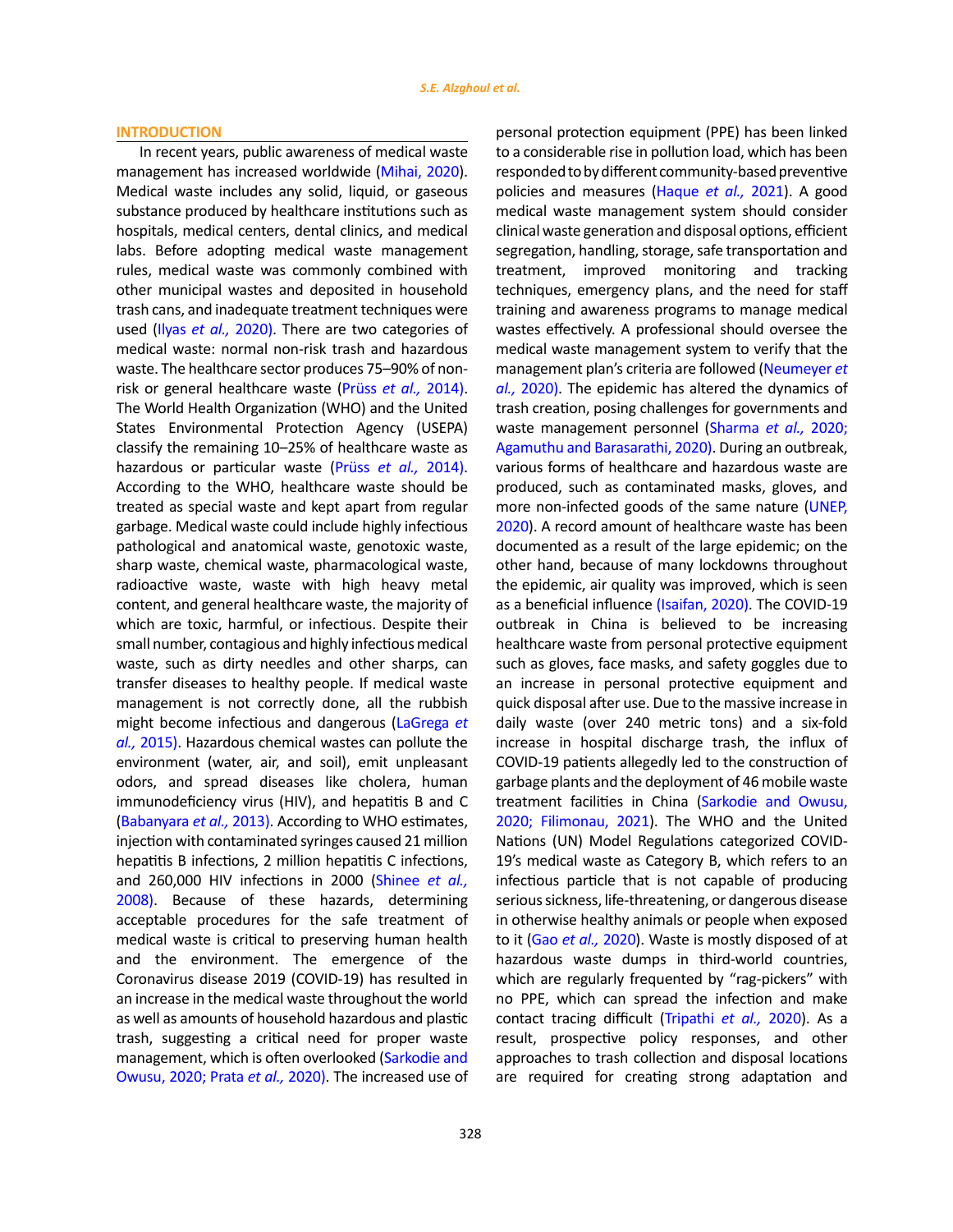## INTRODUCTION

In recent years, public awareness of medical waste management has increased worldwide (Mihai, 2020). Medical waste includes any solid, liquid, or gaseous substance produced by healthcare institutions such as hospitals, medical centers, dental clinics, and medical labs. Before adopting medical waste management rules, medical waste was commonly combined with other municipal wastes and deposited in household trash cans, and inadequate treatment techniques were used (Ilyas *et al.,* 2020). There are two categories of medical waste: normal non-risk trash and hazardous waste. The healthcare sector produces 75–90% of non-risk or general healthcare waste (Prüss *et al.,* 2014). The World Health Organization (WHO) and the United States Environmental Protection Agency (USEPA) classify the remaining 10–25% of healthcare waste as hazardous or particular waste (Prüss *et al.,* 2014). According to the WHO, healthcare waste should be treated as special waste and kept apart from regular garbage. Medical waste could include highly infectious pathological and anatomical waste, genotoxic waste, sharp waste, chemical waste, pharmacological waste, radioactive waste, waste with high heavy metal content, and general healthcare waste, the majority of which are toxic, harmful, or infectious. Despite their small number, contagious and highly infectious medical waste, such as dirty needles and other sharps, can transfer diseases to healthy people. If medical waste management is not correctly done, all the rubbish might become infectious and dangerous (LaGrega *et al.,* 2015). Hazardous chemical wastes can pollute the environment (water, air, and soil), emit unpleasant odors, and spread diseases like cholera, human immunodeficiency virus (HIV), and hepatitis B and C (Babanyara *et al.,* 2013). According to WHO estimates, injection with contaminated syringes caused 21 million hepatitis B infections, 2 million hepatitis C infections, and 260,000 HIV infections in 2000 (Shinee *et al.,* 2008). Because of these hazards, determining acceptable procedures for the safe treatment of medical waste is critical to preserving human health and the environment. The emergence of the Coronavirus disease 2019 (COVID-19) has resulted in an increase in the medical waste throughout the world as well as amounts of household hazardous and plastic trash, suggesting a critical need for proper waste management, which is often overlooked (Sarkodie and Owusu, 2020; Prata *et al.,* 2020). The increased use of personal protection equipment (PPE) has been linked to a considerable rise in pollution load, which has been responded to by different community-based preventive policies and measures (Haque *et al.,* 2021). A good medical waste management system should consider clinical waste generation and disposal options, efficient segregation, handling, storage, safe transportation and treatment, improved monitoring and tracking techniques, emergency plans, and the need for staff training and awareness programs to manage medical wastes effectively. A professional should oversee the medical waste management system to verify that the management plan's criteria are followed (Neumeyer *et al.,* 2020). The epidemic has altered the dynamics of trash creation, posing challenges for governments and waste management personnel (Sharma *et al.,* 2020; Agamuthu and Barasarathi, 2020). During an outbreak, various forms of healthcare and hazardous waste are produced, such as contaminated masks, gloves, and more non-infected goods of the same nature (UNEP, 2020). A record amount of healthcare waste has been documented as a result of the large epidemic; on the other hand, because of many lockdowns throughout the epidemic, air quality was improved, which is seen as a beneficial influence (Isaifan, 2020). The COVID-19 outbreak in China is believed to be increasing healthcare waste from personal protective equipment such as gloves, face masks, and safety goggles due to an increase in personal protective equipment and quick disposal after use. Due to the massive increase in daily waste (over 240 metric tons) and a six-fold increase in hospital discharge trash, the influx of COVID-19 patients allegedly led to the construction of garbage plants and the deployment of 46 mobile waste treatment facilities in China (Sarkodie and Owusu, 2020; Filimonau, 2021). The WHO and the United Nations (UN) Model Regulations categorized COVID-19's medical waste as Category B, which refers to an infectious particle that is not capable of producing serious sickness, life-threatening, or dangerous disease in otherwise healthy animals or people when exposed to it (Gao *et al.,* 2020). Waste is mostly disposed of at hazardous waste dumps in third-world countries, which are regularly frequented by "rag-pickers" with no PPE, which can spread the infection and make contact tracing difficult (Tripathi *et al.,* 2020). As a result, prospective policy responses, and other approaches to trash collection and disposal locations are required for creating strong adaptation and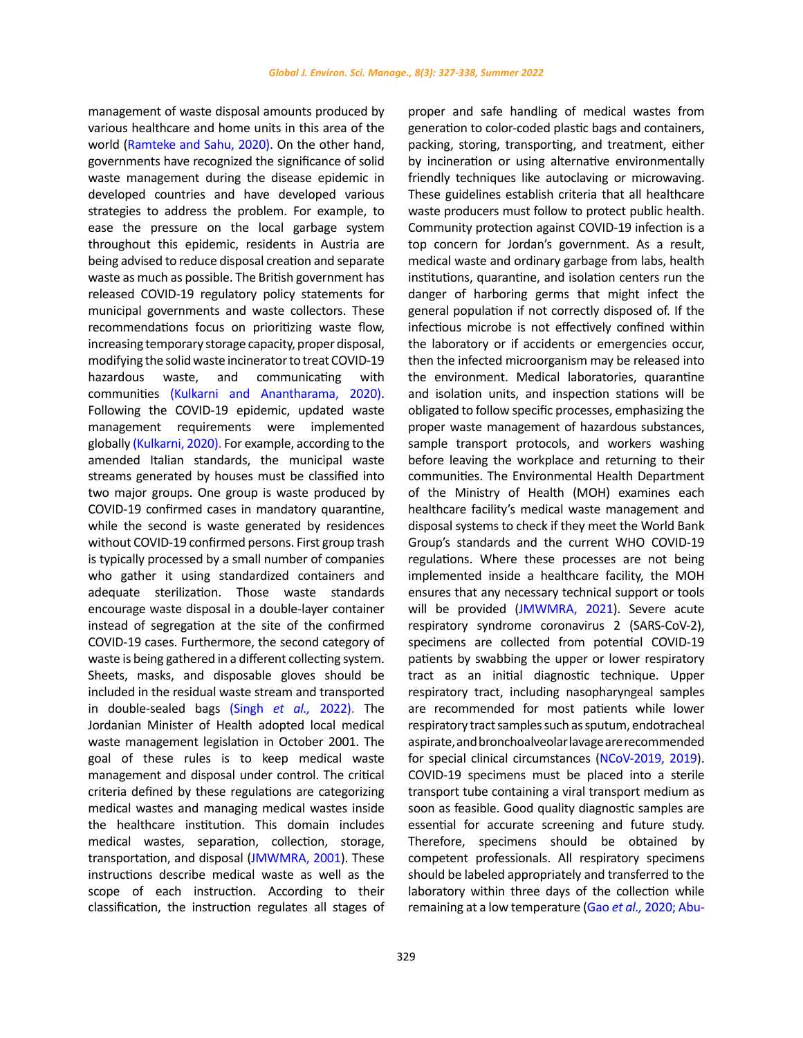management of waste disposal amounts produced by various healthcare and home units in this area of the world (Ramteke and Sahu, 2020). On the other hand, governments have recognized the significance of solid waste management during the disease epidemic in developed countries and have developed various strategies to address the problem. For example, to ease the pressure on the local garbage system throughout this epidemic, residents in Austria are being advised to reduce disposal creation and separate waste as much as possible. The British government has released COVID-19 regulatory policy statements for municipal governments and waste collectors. These recommendations focus on prioritizing waste flow, increasing temporary storage capacity, proper disposal, modifying the solid waste incinerator to treat COVID-19 hazardous waste, and communicating with communities (Kulkarni and Anantharama, 2020). Following the COVID-19 epidemic, updated waste management requirements were implemented globally (Kulkarni, 2020). For example, according to the amended Italian standards, the municipal waste streams generated by houses must be classified into two major groups. One group is waste produced by COVID-19 confirmed cases in mandatory quarantine, while the second is waste generated by residences without COVID-19 confirmed persons. First group trash is typically processed by a small number of companies who gather it using standardized containers and adequate sterilization. Those waste standards encourage waste disposal in a double-layer container instead of segregation at the site of the confirmed COVID-19 cases. Furthermore, the second category of waste is being gathered in a different collecting system. Sheets, masks, and disposable gloves should be included in the residual waste stream and transported in double-sealed bags (Singh *et al.,* 2022). The Jordanian Minister of Health adopted local medical waste management legislation in October 2001. The goal of these rules is to keep medical waste management and disposal under control. The critical criteria defined by these regulations are categorizing medical wastes and managing medical wastes inside the healthcare institution. This domain includes medical wastes, separation, collection, storage, transportation, and disposal (JMWMRA, 2001). These instructions describe medical waste as well as the scope of each instruction. According to their classification, the instruction regulates all stages of proper and safe handling of medical wastes from generation to color-coded plastic bags and containers, packing, storing, transporting, and treatment, either by incineration or using alternative environmentally friendly techniques like autoclaving or microwaving. These guidelines establish criteria that all healthcare waste producers must follow to protect public health. Community protection against COVID-19 infection is a top concern for Jordan's government. As a result, medical waste and ordinary garbage from labs, health institutions, quarantine, and isolation centers run the danger of harboring germs that might infect the general population if not correctly disposed of. If the infectious microbe is not effectively confined within the laboratory or if accidents or emergencies occur, then the infected microorganism may be released into the environment. Medical laboratories, quarantine and isolation units, and inspection stations will be obligated to follow specific processes, emphasizing the proper waste management of hazardous substances, sample transport protocols, and workers washing before leaving the workplace and returning to their communities. The Environmental Health Department of the Ministry of Health (MOH) examines each healthcare facility's medical waste management and disposal systems to check if they meet the World Bank Group's standards and the current WHO COVID-19 regulations. Where these processes are not being implemented inside a healthcare facility, the MOH ensures that any necessary technical support or tools will be provided (JMWMRA, 2021). Severe acute respiratory syndrome coronavirus 2 (SARS-CoV-2), specimens are collected from potential COVID-19 patients by swabbing the upper or lower respiratory tract as an initial diagnostic technique. Upper respiratory tract, including nasopharyngeal samples are recommended for most patients while lower respiratory tract samples such as sputum, endotracheal aspirate, and bronchoalveolar lavage are recommended for special clinical circumstances (NCoV-2019, 2019). COVID-19 specimens must be placed into a sterile transport tube containing a viral transport medium as soon as feasible. Good quality diagnostic samples are essential for accurate screening and future study. Therefore, specimens should be obtained by competent professionals. All respiratory specimens should be labeled appropriately and transferred to the laboratory within three days of the collection while remaining at a low temperature (Gao *et al.,* 2020; Abu-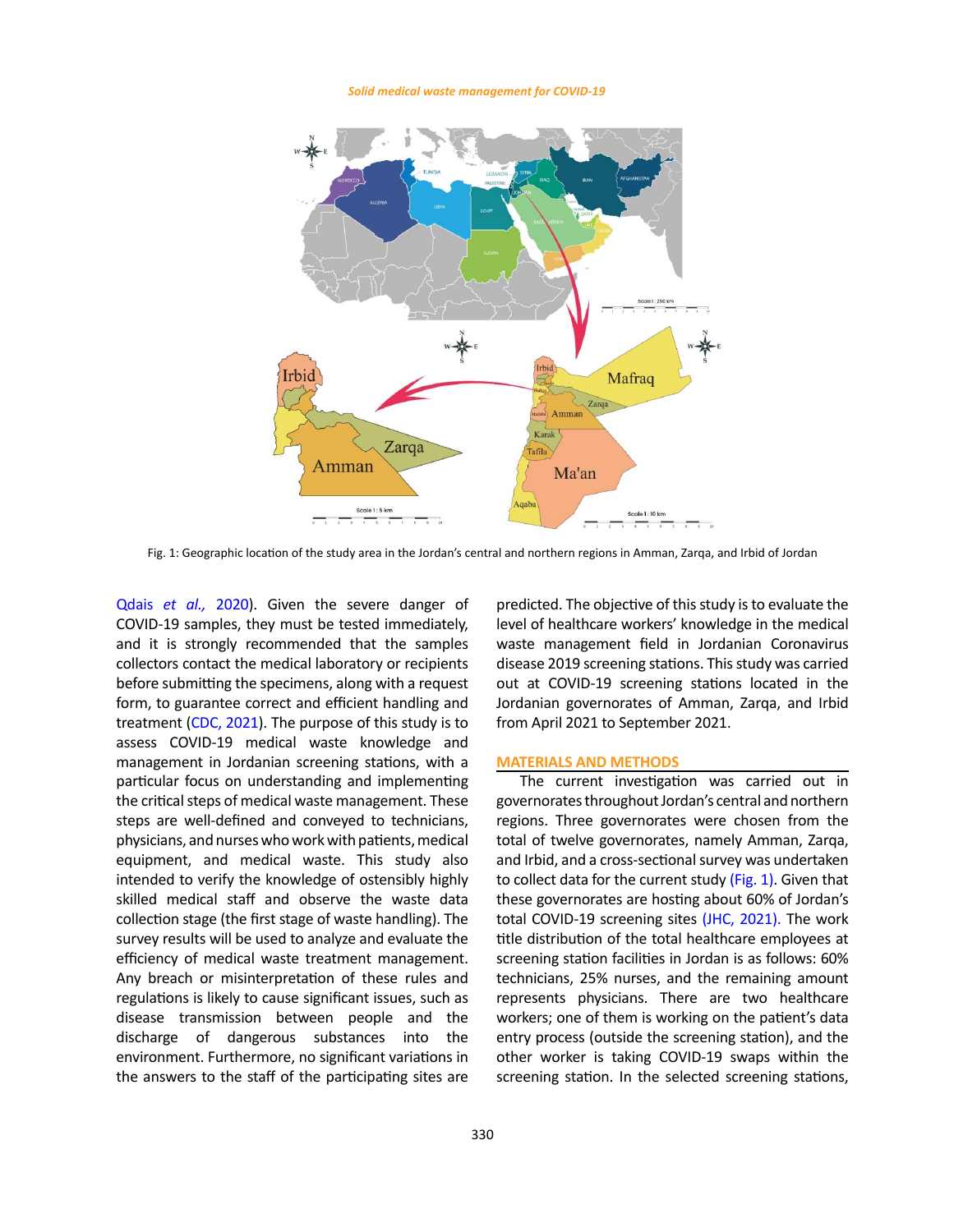Fig. 1: Geographic location of the study area in the Jordan's central and northern regions in Amman, Zarqa, and Irbid of Jordan

Qdais *et al.,* 2020). Given the severe danger of COVID-19 samples, they must be tested immediately, and it is strongly recommended that the samples collectors contact the medical laboratory or recipients before submitting the specimens, along with a request form, to guarantee correct and efficient handling and treatment (CDC, 2021). The purpose of this study is to assess COVID-19 medical waste knowledge and management in Jordanian screening stations, with a particular focus on understanding and implementing the critical steps of medical waste management. These steps are well-defined and conveyed to technicians, physicians, and nurses who work with patients, medical equipment, and medical waste. This study also intended to verify the knowledge of ostensibly highly skilled medical staff and observe the waste data collection stage (the first stage of waste handling). The survey results will be used to analyze and evaluate the efficiency of medical waste treatment management. Any breach or misinterpretation of these rules and regulations is likely to cause significant issues, such as disease transmission between people and the discharge of dangerous substances into the environment. Furthermore, no significant variations in the answers to the staff of the participating sites are predicted. The objective of this study is to evaluate the level of healthcare workers' knowledge in the medical waste management field in Jordanian Coronavirus disease 2019 screening stations. This study was carried out at COVID-19 screening stations located in the Jordanian governorates of Amman, Zarqa, and Irbid from April 2021 to September 2021.

## MATERIALS AND METHODS

The current investigation was carried out in governorates throughout Jordan's central and northern regions. Three governorates were chosen from the total of twelve governorates, namely Amman, Zarqa, and Irbid, and a cross-sectional survey was undertaken to collect data for the current study (Fig. 1). Given that these governorates are hosting about 60% of Jordan's total COVID-19 screening sites (JHC, 2021). The work title distribution of the total healthcare employees at screening station facilities in Jordan is as follows: 60% technicians, 25% nurses, and the remaining amount represents physicians. There are two healthcare workers; one of them is working on the patient's data entry process (outside the screening station), and the other worker is taking COVID-19 swaps within the screening station. In the selected screening stations,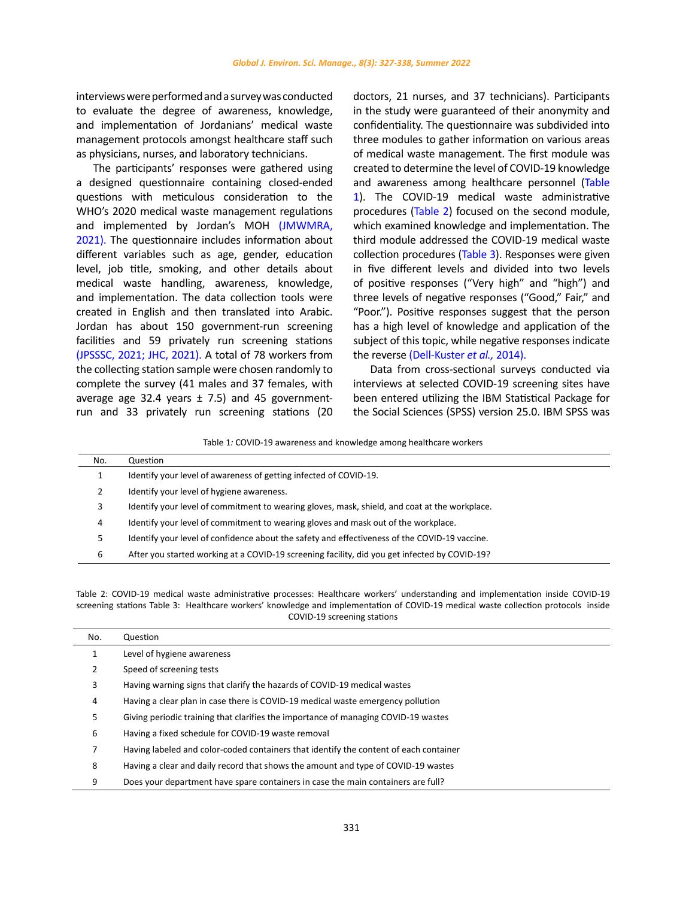interviews were performed and a survey was conducted to evaluate the degree of awareness, knowledge, and implementation of Jordanians' medical waste management protocols amongst healthcare staff such as physicians, nurses, and laboratory technicians.

The participants' responses were gathered using a designed questionnaire containing closed-ended questions with meticulous consideration to the WHO's 2020 medical waste management regulations and implemented by Jordan's MOH (JMWMRA, 2021). The questionnaire includes information about different variables such as age, gender, education level, job title, smoking, and other details about medical waste handling, awareness, knowledge, and implementation. The data collection tools were created in English and then translated into Arabic. Jordan has about 150 government-run screening facilities and 59 privately run screening stations (JPSSSC, 2021; JHC, 2021). A total of 78 workers from the collecting station sample were chosen randomly to complete the survey (41 males and 37 females, with average age 32.4 years ± 7.5) and 45 government-run and 33 privately run screening stations (20 doctors, 21 nurses, and 37 technicians). Participants in the study were guaranteed of their anonymity and confidentiality. The questionnaire was subdivided into three modules to gather information on various areas of medical waste management. The first module was created to determine the level of COVID-19 knowledge and awareness among healthcare personnel (Table 1). The COVID-19 medical waste administrative procedures (Table 2) focused on the second module, which examined knowledge and implementation. The third module addressed the COVID-19 medical waste collection procedures (Table 3). Responses were given in five different levels and divided into two levels of positive responses ("Very high" and "high") and three levels of negative responses ("Good," Fair," and "Poor."). Positive responses suggest that the person has a high level of knowledge and application of the subject of this topic, while negative responses indicate the reverse (Dell-Kuster *et al.,* 2014).

Data from cross-sectional surveys conducted via interviews at selected COVID-19 screening sites have been entered utilizing the IBM Statistical Package for the Social Sciences (SPSS) version 25.0. IBM SPSS was

Table 1: COVID-19 awareness and knowledge among healthcare workers

| No. | Question |
|---|---|
| 1 | Identify your level of awareness of getting infected of COVID-19. |
| 2 | Identify your level of hygiene awareness. |
| 3 | Identify your level of commitment to wearing gloves, mask, shield, and coat at the workplace. |
| 4 | Identify your level of commitment to wearing gloves and mask out of the workplace. |
| 5 | Identify your level of confidence about the safety and effectiveness of the COVID-19 vaccine. |
| 6 | After you started working at a COVID-19 screening facility, did you get infected by COVID-19? |

Table 2: COVID-19 medical waste administrative processes: Healthcare workers' understanding and implementation inside COVID-19 screening stations Table 3: Healthcare workers' knowledge and implementation of COVID-19 medical waste collection protocols inside COVID-19 screening stations

| No. | Question |
|---|---|
| 1 | Level of hygiene awareness |
| 2 | Speed of screening tests |
| 3 | Having warning signs that clarify the hazards of COVID-19 medical wastes |
| 4 | Having a clear plan in case there is COVID-19 medical waste emergency pollution |
| 5 | Giving periodic training that clarifies the importance of managing COVID-19 wastes |
| 6 | Having a fixed schedule for COVID-19 waste removal |
| 7 | Having labeled and color-coded containers that identify the content of each container |
| 8 | Having a clear and daily record that shows the amount and type of COVID-19 wastes |
| 9 | Does your department have spare containers in case the main containers are full? |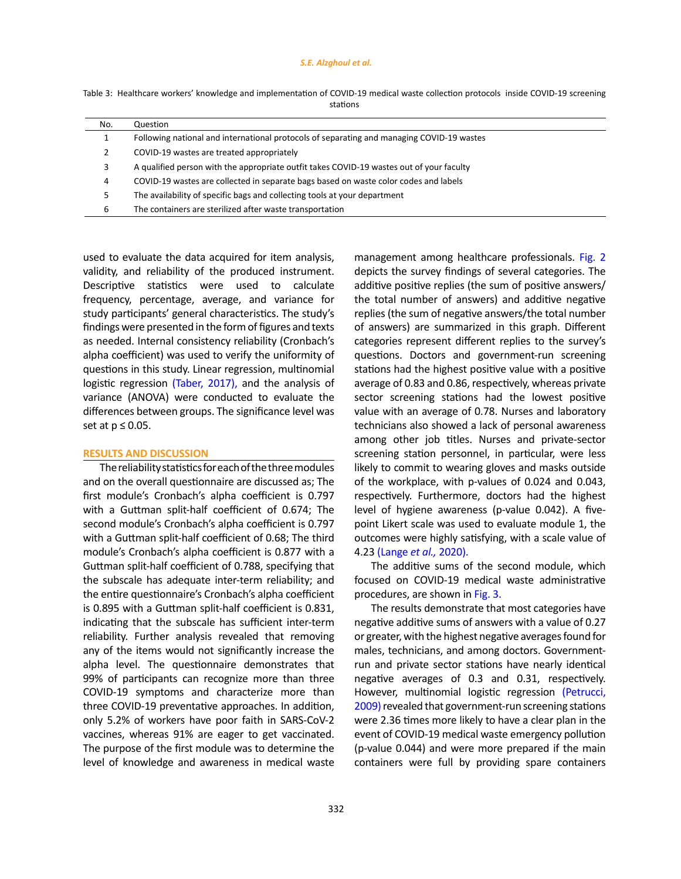Table 3: Healthcare workers' knowledge and implementation of COVID-19 medical waste collection protocols inside COVID-19 screening stations

| No. | Question |
|---|---|
| 1 | Following national and international protocols of separating and managing COVID-19 wastes |
| 2 | COVID-19 wastes are treated appropriately |
| 3 | A qualified person with the appropriate outfit takes COVID-19 wastes out of your faculty |
| 4 | COVID-19 wastes are collected in separate bags based on waste color codes and labels |
| 5 | The availability of specific bags and collecting tools at your department |
| 6 | The containers are sterilized after waste transportation |

used to evaluate the data acquired for item analysis, validity, and reliability of the produced instrument. Descriptive statistics were used to calculate frequency, percentage, average, and variance for study participants' general characteristics. The study's findings were presented in the form of figures and texts as needed. Internal consistency reliability (Cronbach's alpha coefficient) was used to verify the uniformity of questions in this study. Linear regression, multinomial logistic regression (Taber, 2017), and the analysis of variance (ANOVA) were conducted to evaluate the differences between groups. The significance level was set at $p \leq 0.05$.

## RESULTS AND DISCUSSION

The reliability statistics for each of the three modules and on the overall questionnaire are discussed as; The first module's Cronbach's alpha coefficient is 0.797 with a Guttman split-half coefficient of 0.674; The second module's Cronbach's alpha coefficient is 0.797 with a Guttman split-half coefficient of 0.68; The third module's Cronbach's alpha coefficient is 0.877 with a Guttman split-half coefficient of 0.788, specifying that the subscale has adequate inter-term reliability; and the entire questionnaire's Cronbach's alpha coefficient is 0.895 with a Guttman split-half coefficient is 0.831, indicating that the subscale has sufficient inter-term reliability. Further analysis revealed that removing any of the items would not significantly increase the alpha level. The questionnaire demonstrates that 99% of participants can recognize more than three COVID-19 symptoms and characterize more than three COVID-19 preventative approaches. In addition, only 5.2% of workers have poor faith in SARS-CoV-2 vaccines, whereas 91% are eager to get vaccinated. The purpose of the first module was to determine the level of knowledge and awareness in medical waste management among healthcare professionals. Fig. 2 depicts the survey findings of several categories. The additive positive replies (the sum of positive answers/ the total number of answers) and additive negative replies (the sum of negative answers/the total number of answers) are summarized in this graph. Different categories represent different replies to the survey's questions. Doctors and government-run screening stations had the highest positive value with a positive average of 0.83 and 0.86, respectively, whereas private sector screening stations had the lowest positive value with an average of 0.78. Nurses and laboratory technicians also showed a lack of personal awareness among other job titles. Nurses and private-sector screening station personnel, in particular, were less likely to commit to wearing gloves and masks outside of the workplace, with p-values of 0.024 and 0.043, respectively. Furthermore, doctors had the highest level of hygiene awareness (p-value 0.042). A five-point Likert scale was used to evaluate module 1, the outcomes were highly satisfying, with a scale value of 4.23 (Lange *et al.,* 2020).

The additive sums of the second module, which focused on COVID-19 medical waste administrative procedures, are shown in Fig. 3.

The results demonstrate that most categories have negative additive sums of answers with a value of 0.27 or greater, with the highest negative averages found for males, technicians, and among doctors. Government-run and private sector stations have nearly identical negative averages of 0.3 and 0.31, respectively. However, multinomial logistic regression (Petrucci, 2009) revealed that government-run screening stations were 2.36 times more likely to have a clear plan in the event of COVID-19 medical waste emergency pollution (p-value 0.044) and were more prepared if the main containers were full by providing spare containers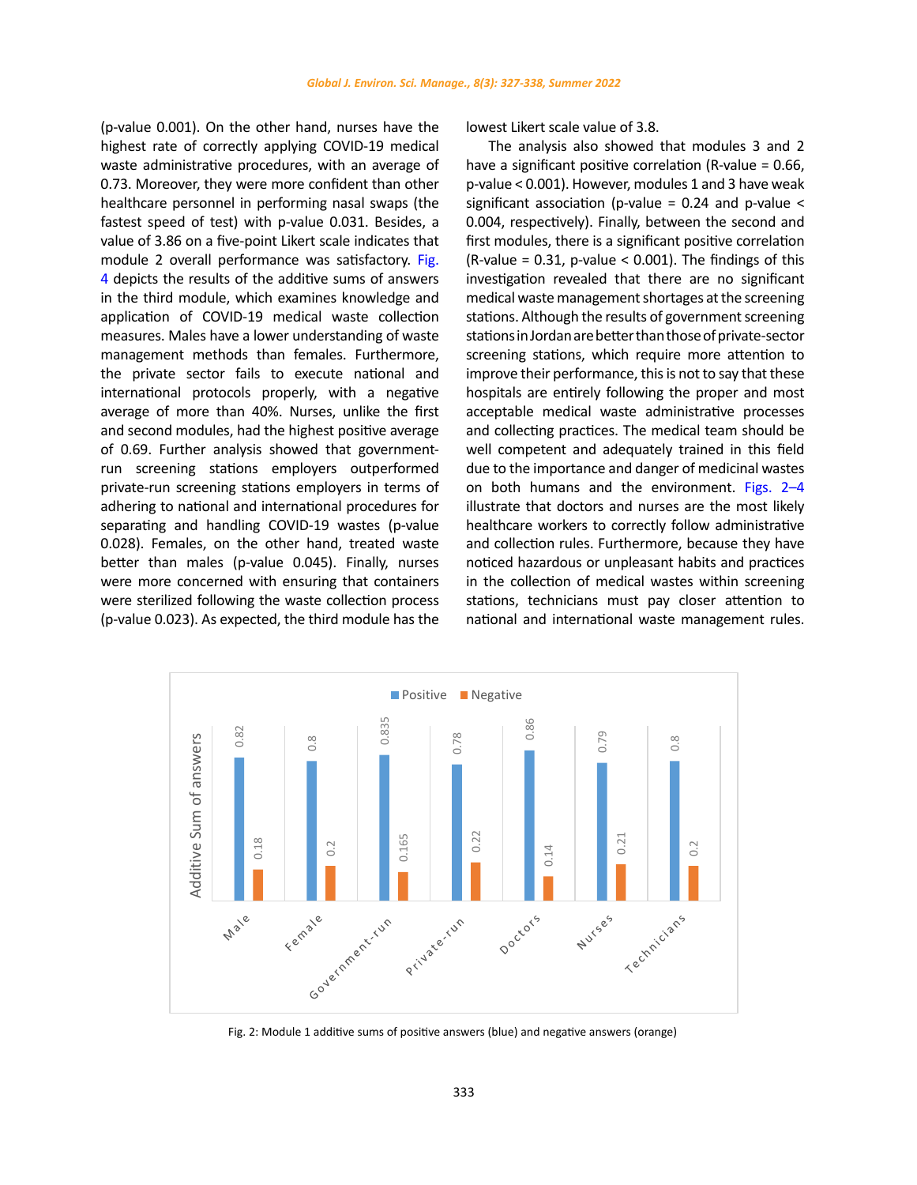(p-value 0.001). On the other hand, nurses have the highest rate of correctly applying COVID-19 medical waste administrative procedures, with an average of 0.73. Moreover, they were more confident than other healthcare personnel in performing nasal swaps (the fastest speed of test) with p-value 0.031. Besides, a value of 3.86 on a five-point Likert scale indicates that module 2 overall performance was satisfactory. Fig. 4 depicts the results of the additive sums of answers in the third module, which examines knowledge and application of COVID-19 medical waste collection measures. Males have a lower understanding of waste management methods than females. Furthermore, the private sector fails to execute national and international protocols properly, with a negative average of more than 40%. Nurses, unlike the first and second modules, had the highest positive average of 0.69. Further analysis showed that government-run screening stations employers outperformed private-run screening stations employers in terms of adhering to national and international procedures for separating and handling COVID-19 wastes (p-value 0.028). Females, on the other hand, treated waste better than males (p-value 0.045). Finally, nurses were more concerned with ensuring that containers were sterilized following the waste collection process (p-value 0.023). As expected, the third module has the lowest Likert scale value of 3.8.

The analysis also showed that modules 3 and 2 have a significant positive correlation (R-value = 0.66, p-value < 0.001). However, modules 1 and 3 have weak significant association (p-value = 0.24 and p-value < 0.004, respectively). Finally, between the second and first modules, there is a significant positive correlation (R-value = 0.31, p-value < 0.001). The findings of this investigation revealed that there are no significant medical waste management shortages at the screening stations. Although the results of government screening stations in Jordan are better than those of private-sector screening stations, which require more attention to improve their performance, this is not to say that these hospitals are entirely following the proper and most acceptable medical waste administrative processes and collecting practices. The medical team should be well competent and adequately trained in this field due to the importance and danger of medicinal wastes on both humans and the environment. Figs. 2–4 illustrate that doctors and nurses are the most likely healthcare workers to correctly follow administrative and collection rules. Furthermore, because they have noticed hazardous or unpleasant habits and practices in the collection of medical wastes within screening stations, technicians must pay closer attention to national and international waste management rules.

Fig. 2: Module 1 additive sums of positive answers (blue) and negative answers (orange)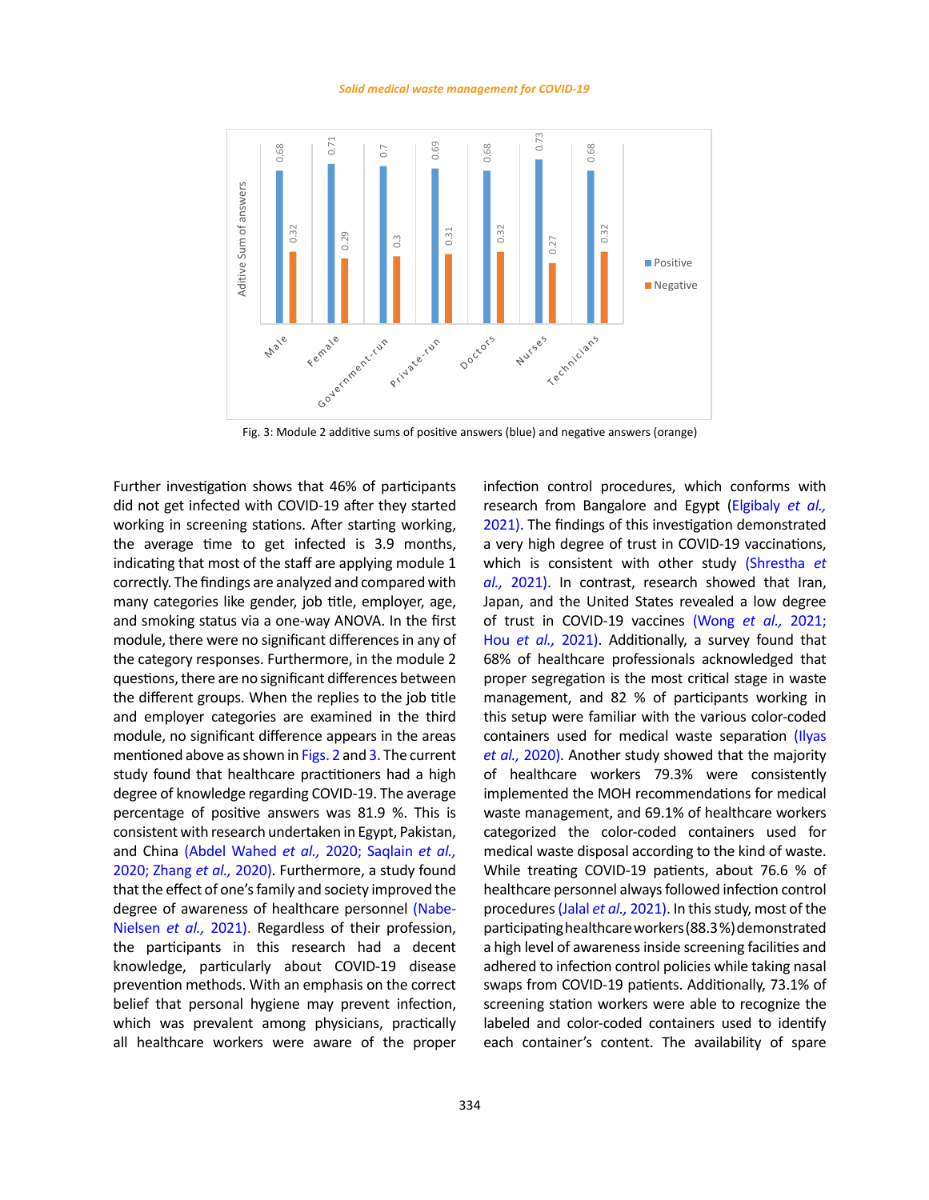Fig. 3: Module 2 additive sums of positive answers (blue) and negative answers (orange)

Further investigation shows that 46% of participants did not get infected with COVID-19 after they started working in screening stations. After starting working, the average time to get infected is 3.9 months, indicating that most of the staff are applying module 1 correctly. The findings are analyzed and compared with many categories like gender, job title, employer, age, and smoking status via a one-way ANOVA. In the first module, there were no significant differences in any of the category responses. Furthermore, in the module 2 questions, there are no significant differences between the different groups. When the replies to the job title and employer categories are examined in the third module, no significant difference appears in the areas mentioned above as shown in Figs. 2 and 3. The current study found that healthcare practitioners had a high degree of knowledge regarding COVID-19. The average percentage of positive answers was 81.9 %. This is consistent with research undertaken in Egypt, Pakistan, and China (Abdel Wahed *et al.,* 2020; Saqlain *et al.,* 2020; Zhang *et al.,* 2020). Furthermore, a study found that the effect of one's family and society improved the degree of awareness of healthcare personnel (Nabe-Nielsen *et al.,* 2021). Regardless of their profession, the participants in this research had a decent knowledge, particularly about COVID-19 disease prevention methods. With an emphasis on the correct belief that personal hygiene may prevent infection, which was prevalent among physicians, practically all healthcare workers were aware of the proper infection control procedures, which conforms with research from Bangalore and Egypt (Elgibaly *et al.,* 2021). The findings of this investigation demonstrated a very high degree of trust in COVID-19 vaccinations, which is consistent with other study (Shrestha *et al.,* 2021). In contrast, research showed that Iran, Japan, and the United States revealed a low degree of trust in COVID-19 vaccines (Wong *et al.,* 2021; Hou *et al.,* 2021). Additionally, a survey found that 68% of healthcare professionals acknowledged that proper segregation is the most critical stage in waste management, and 82 % of participants working in this setup were familiar with the various color-coded containers used for medical waste separation (Ilyas *et al.,* 2020). Another study showed that the majority of healthcare workers 79.3% were consistently implemented the MOH recommendations for medical waste management, and 69.1% of healthcare workers categorized the color-coded containers used for medical waste disposal according to the kind of waste. While treating COVID-19 patients, about 76.6 % of healthcare personnel always followed infection control procedures (Jalal *et al.,* 2021). In this study, most of the participating healthcare workers (88.3%) demonstrated a high level of awareness inside screening facilities and adhered to infection control policies while taking nasal swaps from COVID-19 patients. Additionally, 73.1% of screening station workers were able to recognize the labeled and color-coded containers used to identify each container's content. The availability of spare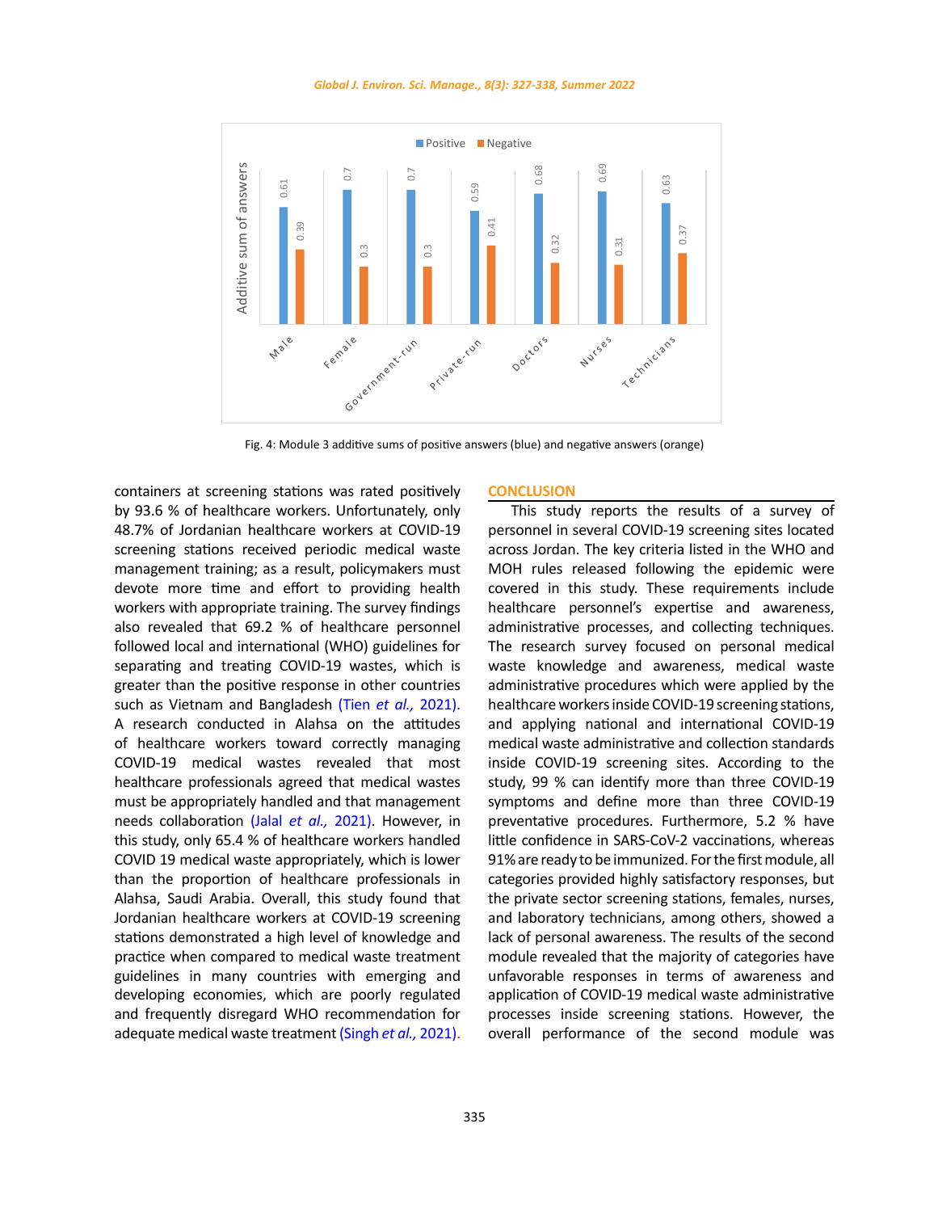Fig. 4: Module 3 additive sums of positive answers (blue) and negative answers (orange)

containers at screening stations was rated positively by 93.6 % of healthcare workers. Unfortunately, only 48.7% of Jordanian healthcare workers at COVID-19 screening stations received periodic medical waste management training; as a result, policymakers must devote more time and effort to providing health workers with appropriate training. The survey findings also revealed that 69.2 % of healthcare personnel followed local and international (WHO) guidelines for separating and treating COVID-19 wastes, which is greater than the positive response in other countries such as Vietnam and Bangladesh (Tien *et al.,* 2021). A research conducted in Alahsa on the attitudes of healthcare workers toward correctly managing COVID-19 medical wastes revealed that most healthcare professionals agreed that medical wastes must be appropriately handled and that management needs collaboration (Jalal *et al.,* 2021). However, in this study, only 65.4 % of healthcare workers handled COVID 19 medical waste appropriately, which is lower than the proportion of healthcare professionals in Alahsa, Saudi Arabia. Overall, this study found that Jordanian healthcare workers at COVID-19 screening stations demonstrated a high level of knowledge and practice when compared to medical waste treatment guidelines in many countries with emerging and developing economies, which are poorly regulated and frequently disregard WHO recommendation for adequate medical waste treatment (Singh *et al.,* 2021).

## CONCLUSION

This study reports the results of a survey of personnel in several COVID-19 screening sites located across Jordan. The key criteria listed in the WHO and MOH rules released following the epidemic were covered in this study. These requirements include healthcare personnel's expertise and awareness, administrative processes, and collecting techniques. The research survey focused on personal medical waste knowledge and awareness, medical waste administrative procedures which were applied by the healthcare workers inside COVID-19 screening stations, and applying national and international COVID-19 medical waste administrative and collection standards inside COVID-19 screening sites. According to the study, 99 % can identify more than three COVID-19 symptoms and define more than three COVID-19 preventative procedures. Furthermore, 5.2 % have little confidence in SARS-CoV-2 vaccinations, whereas 91% are ready to be immunized. For the first module, all categories provided highly satisfactory responses, but the private sector screening stations, females, nurses, and laboratory technicians, among others, showed a lack of personal awareness. The results of the second module revealed that the majority of categories have unfavorable responses in terms of awareness and application of COVID-19 medical waste administrative processes inside screening stations. However, the overall performance of the second module was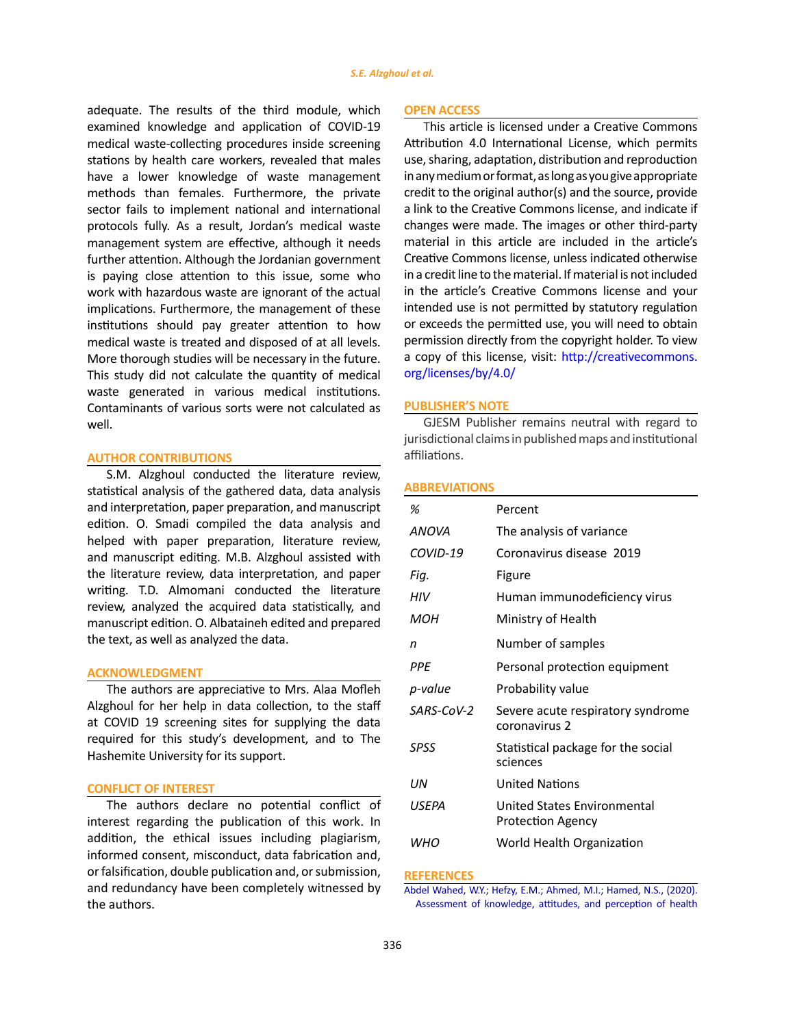adequate. The results of the third module, which examined knowledge and application of COVID-19 medical waste-collecting procedures inside screening stations by health care workers, revealed that males have a lower knowledge of waste management methods than females. Furthermore, the private sector fails to implement national and international protocols fully. As a result, Jordan's medical waste management system are effective, although it needs further attention. Although the Jordanian government is paying close attention to this issue, some who work with hazardous waste are ignorant of the actual implications. Furthermore, the management of these institutions should pay greater attention to how medical waste is treated and disposed of at all levels. More thorough studies will be necessary in the future. This study did not calculate the quantity of medical waste generated in various medical institutions. Contaminants of various sorts were not calculated as well.

## AUTHOR CONTRIBUTIONS

S.M. Alzghoul conducted the literature review, statistical analysis of the gathered data, data analysis and interpretation, paper preparation, and manuscript edition. O. Smadi compiled the data analysis and helped with paper preparation, literature review, and manuscript editing. M.B. Alzghoul assisted with the literature review, data interpretation, and paper writing. T.D. Almomani conducted the literature review, analyzed the acquired data statistically, and manuscript edition. O. Albataineh edited and prepared the text, as well as analyzed the data.

## ACKNOWLEDGMENT

The authors are appreciative to Mrs. Alaa Mofleh Alzghoul for her help in data collection, to the staff at COVID 19 screening sites for supplying the data required for this study's development, and to The Hashemite University for its support.

## CONFLICT OF INTEREST

The authors declare no potential conflict of interest regarding the publication of this work. In addition, the ethical issues including plagiarism, informed consent, misconduct, data fabrication and, or falsification, double publication and, or submission, and redundancy have been completely witnessed by the authors.

## OPEN ACCESS

This article is licensed under a Creative Commons Attribution 4.0 International License, which permits use, sharing, adaptation, distribution and reproduction in any medium or format, as long as you give appropriate credit to the original author(s) and the source, provide a link to the Creative Commons license, and indicate if changes were made. The images or other third-party material in this article are included in the article's Creative Commons license, unless indicated otherwise in a credit line to the material. If material is not included in the article's Creative Commons license and your intended use is not permitted by statutory regulation or exceeds the permitted use, you will need to obtain permission directly from the copyright holder. To view a copy of this license, visit: http://creativecommons.org/licenses/by/4.0/

## PUBLISHER'S NOTE

GJESM Publisher remains neutral with regard to jurisdictional claims in published maps and institutional affiliations.

## ABBREVIATIONS

| | |
|---|---|
| *%* | Percent |
| *ANOVA* | The analysis of variance |
| *COVID-19* | Coronavirus disease 2019 |
| *Fig.* | Figure |
| *HIV* | Human immunodeficiency virus |
| *MOH* | Ministry of Health |
| *n* | Number of samples |
| *PPE* | Personal protection equipment |
| *p-value* | Probability value |
| *SARS-CoV-2* | Severe acute respiratory syndrome coronavirus 2 |
| *SPSS* | Statistical package for the social sciences |
| *UN* | United Nations |
| *USEPA* | United States Environmental Protection Agency |
| *WHO* | World Health Organization |

## REFERENCES

Abdel Wahed, W.Y.; Hefzy, E.M.; Ahmed, M.I.; Hamed, N.S., (2020). Assessment of knowledge, attitudes, and perception of health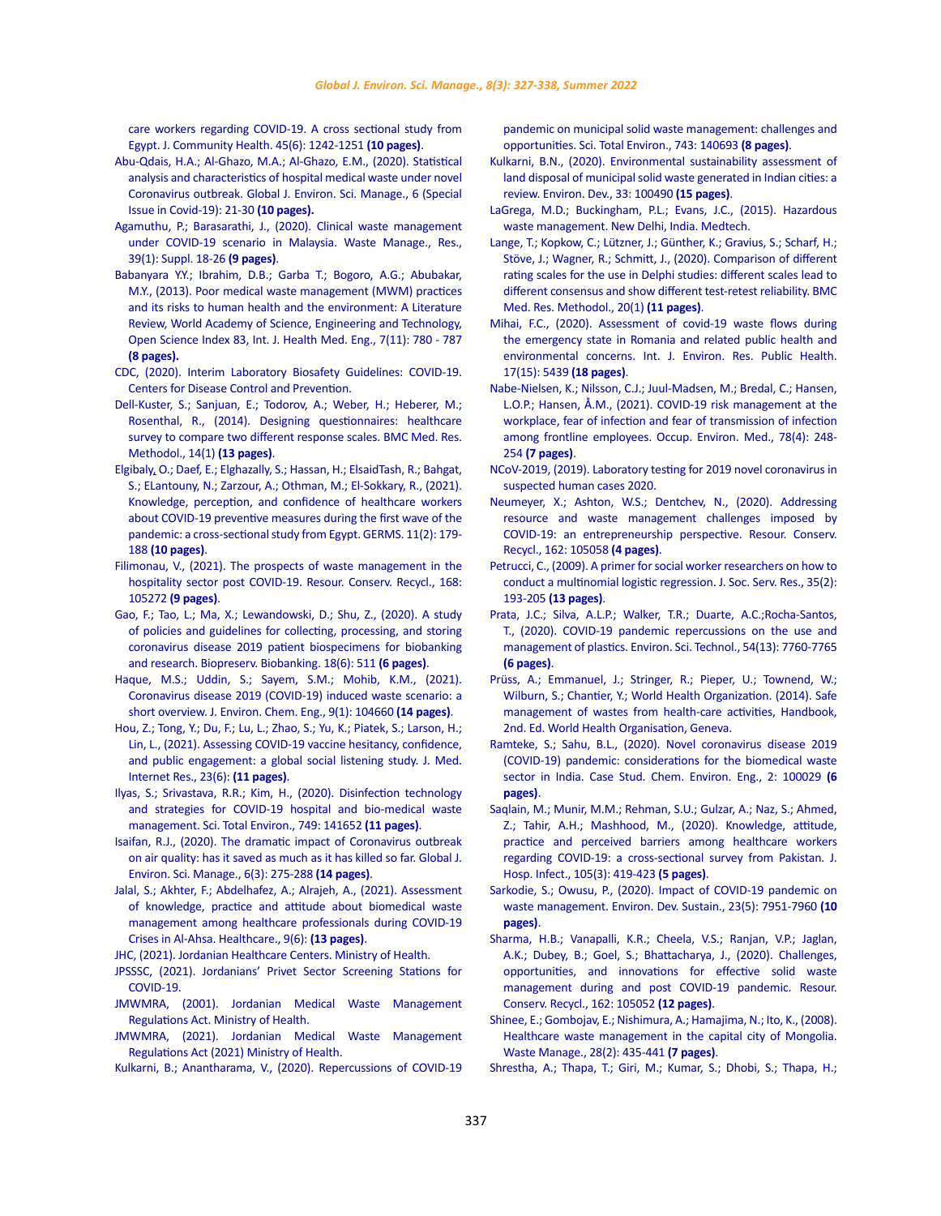care workers regarding COVID-19. A cross sectional study from Egypt. J. Community Health. 45(6): 1242-1251 **(10 pages)**.

Abu-Qdais, H.A.; Al-Ghazo, M.A.; Al-Ghazo, E.M., (2020). Statistical analysis and characteristics of hospital medical waste under novel Coronavirus outbreak. Global J. Environ. Sci. Manage., 6 (Special Issue in Covid-19): 21-30 **(10 pages).**

Agamuthu, P.; Barasarathi, J., (2020). Clinical waste management under COVID-19 scenario in Malaysia. Waste Manage., Res., 39(1): Suppl. 18-26 **(9 pages)**.

Babanyara Y.Y.; Ibrahim, D.B.; Garba T.; Bogoro, A.G.; Abubakar, M.Y., (2013). Poor medical waste management (MWM) practices and its risks to human health and the environment: A Literature Review, World Academy of Science, Engineering and Technology, Open Science Index 83, Int. J. Health Med. Eng., 7(11): 780 - 787 **(8 pages).**

CDC, (2020). Interim Laboratory Biosafety Guidelines: COVID-19. Centers for Disease Control and Prevention.

Dell-Kuster, S.; Sanjuan, E.; Todorov, A.; Weber, H.; Heberer, M.; Rosenthal, R., (2014). Designing questionnaires: healthcare survey to compare two different response scales. BMC Med. Res. Methodol., 14(1) **(13 pages)**.

Elgibaly, O.; Daef, E.; Elghazally, S.; Hassan, H.; ElsaidTash, R.; Bahgat, S.; ELantouny, N.; Zarzour, A.; Othman, M.; El-Sokkary, R., (2021). Knowledge, perception, and confidence of healthcare workers about COVID-19 preventive measures during the first wave of the pandemic: a cross-sectional study from Egypt. GERMS. 11(2): 179-188 **(10 pages)**.

Filimonau, V., (2021). The prospects of waste management in the hospitality sector post COVID-19. Resour. Conserv. Recycl., 168: 105272 **(9 pages)**.

Gao, F.; Tao, L.; Ma, X.; Lewandowski, D.; Shu, Z., (2020). A study of policies and guidelines for collecting, processing, and storing coronavirus disease 2019 patient biospecimens for biobanking and research. Biopreserv. Biobanking. 18(6): 511 **(6 pages)**.

Haque, M.S.; Uddin, S.; Sayem, S.M.; Mohib, K.M., (2021). Coronavirus disease 2019 (COVID-19) induced waste scenario: a short overview. J. Environ. Chem. Eng., 9(1): 104660 **(14 pages)**.

Hou, Z.; Tong, Y.; Du, F.; Lu, L.; Zhao, S.; Yu, K.; Piatek, S.; Larson, H.; Lin, L., (2021). Assessing COVID-19 vaccine hesitancy, confidence, and public engagement: a global social listening study. J. Med. Internet Res., 23(6): **(11 pages)**.

Ilyas, S.; Srivastava, R.R.; Kim, H., (2020). Disinfection technology and strategies for COVID-19 hospital and bio-medical waste management. Sci. Total Environ., 749: 141652 **(11 pages)**.

Isaifan, R.J., (2020). The dramatic impact of Coronavirus outbreak on air quality: has it saved as much as it has killed so far. Global J. Environ. Sci. Manage., 6(3): 275-288 **(14 pages)**.

Jalal, S.; Akhter, F.; Abdelhafez, A.; Alrajeh, A., (2021). Assessment of knowledge, practice and attitude about biomedical waste management among healthcare professionals during COVID-19 Crises in Al-Ahsa. Healthcare., 9(6): **(13 pages)**.

JHC, (2021). Jordanian Healthcare Centers. Ministry of Health.

JPSSSC, (2021). Jordanians' Privet Sector Screening Stations for COVID-19.

JMWMRA, (2001). Jordanian Medical Waste Management Regulations Act. Ministry of Health.

JMWMRA, (2021). Jordanian Medical Waste Management Regulations Act (2021) Ministry of Health.

Kulkarni, B.; Anantharama, V., (2020). Repercussions of COVID-19 pandemic on municipal solid waste management: challenges and opportunities. Sci. Total Environ., 743: 140693 **(8 pages)**.

Kulkarni, B.N., (2020). Environmental sustainability assessment of land disposal of municipal solid waste generated in Indian cities: a review. Environ. Dev., 33: 100490 **(15 pages)**.

LaGrega, M.D.; Buckingham, P.L.; Evans, J.C., (2015). Hazardous waste management. New Delhi, India. Medtech.

Lange, T.; Kopkow, C.; Lützner, J.; Günther, K.; Gravius, S.; Scharf, H.; Stöve, J.; Wagner, R.; Schmitt, J., (2020). Comparison of different rating scales for the use in Delphi studies: different scales lead to different consensus and show different test-retest reliability. BMC Med. Res. Methodol., 20(1) **(11 pages)**.

Mihai, F.C., (2020). Assessment of covid-19 waste flows during the emergency state in Romania and related public health and environmental concerns. Int. J. Environ. Res. Public Health. 17(15): 5439 **(18 pages)**.

Nabe-Nielsen, K.; Nilsson, C.J.; Juul-Madsen, M.; Bredal, C.; Hansen, L.O.P.; Hansen, Å.M., (2021). COVID-19 risk management at the workplace, fear of infection and fear of transmission of infection among frontline employees. Occup. Environ. Med., 78(4): 248-254 **(7 pages)**.

NCoV-2019, (2019). Laboratory testing for 2019 novel coronavirus in suspected human cases 2020.

Neumeyer, X.; Ashton, W.S.; Dentchev, N., (2020). Addressing resource and waste management challenges imposed by COVID-19: an entrepreneurship perspective. Resour. Conserv. Recycl., 162: 105058 **(4 pages)**.

Petrucci, C., (2009). A primer for social worker researchers on how to conduct a multinomial logistic regression. J. Soc. Serv. Res., 35(2): 193-205 **(13 pages)**.

Prata, J.C.; Silva, A.L.P.; Walker, T.R.; Duarte, A.C.;Rocha-Santos, T., (2020). COVID-19 pandemic repercussions on the use and management of plastics. Environ. Sci. Technol., 54(13): 7760-7765 **(6 pages)**.

Prüss, A.; Emmanuel, J.; Stringer, R.; Pieper, U.; Townend, W.; Wilburn, S.; Chantier, Y.; World Health Organization. (2014). Safe management of wastes from health-care activities, Handbook, 2nd. Ed. World Health Organisation, Geneva.

Ramteke, S.; Sahu, B.L., (2020). Novel coronavirus disease 2019 (COVID-19) pandemic: considerations for the biomedical waste sector in India. Case Stud. Chem. Environ. Eng., 2: 100029 **(6 pages)**.

Saqlain, M.; Munir, M.M.; Rehman, S.U.; Gulzar, A.; Naz, S.; Ahmed, Z.; Tahir, A.H.; Mashhood, M., (2020). Knowledge, attitude, practice and perceived barriers among healthcare workers regarding COVID-19: a cross-sectional survey from Pakistan. J. Hosp. Infect., 105(3): 419-423 **(5 pages)**.

Sarkodie, S.; Owusu, P., (2020). Impact of COVID-19 pandemic on waste management. Environ. Dev. Sustain., 23(5): 7951-7960 **(10 pages)**.

Sharma, H.B.; Vanapalli, K.R.; Cheela, V.S.; Ranjan, V.P.; Jaglan, A.K.; Dubey, B.; Goel, S.; Bhattacharya, J., (2020). Challenges, opportunities, and innovations for effective solid waste management during and post COVID-19 pandemic. Resour. Conserv. Recycl., 162: 105052 **(12 pages)**.

Shinee, E.; Gombojav, E.; Nishimura, A.; Hamajima, N.; Ito, K., (2008). Healthcare waste management in the capital city of Mongolia. Waste Manage., 28(2): 435-441 **(7 pages)**.

Shrestha, A.; Thapa, T.; Giri, M.; Kumar, S.; Dhobi, S.; Thapa, H.;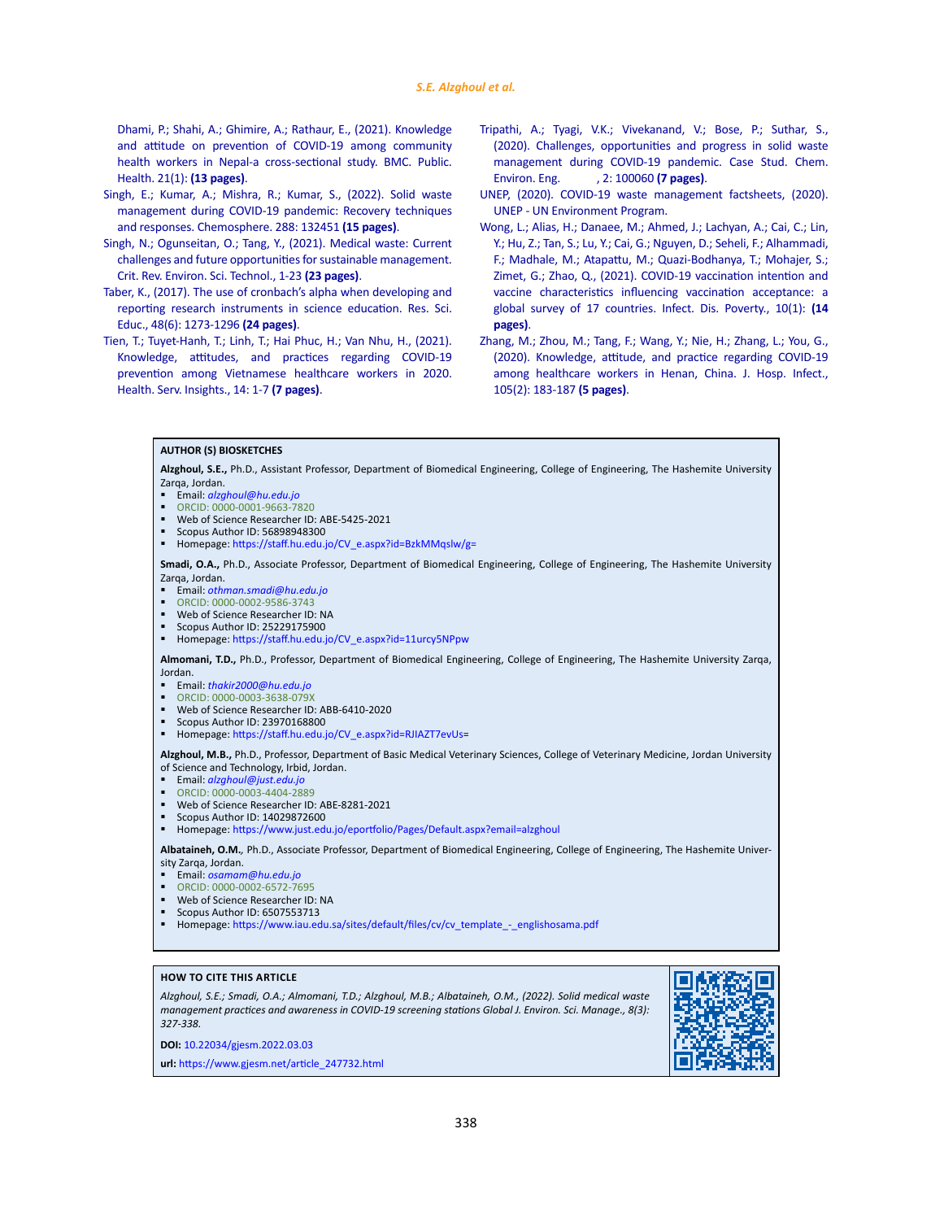Dhami, P.; Shahi, A.; Ghimire, A.; Rathaur, E., (2021). Knowledge and attitude on prevention of COVID-19 among community health workers in Nepal-a cross-sectional study. BMC. Public. Health. 21(1): **(13 pages)**.

Singh, E.; Kumar, A.; Mishra, R.; Kumar, S., (2022). Solid waste management during COVID-19 pandemic: Recovery techniques and responses. Chemosphere. 288: 132451 **(15 pages)**.

Singh, N.; Ogunseitan, O.; Tang, Y., (2021). Medical waste: Current challenges and future opportunities for sustainable management. Crit. Rev. Environ. Sci. Technol., 1-23 **(23 pages)**.

Taber, K., (2017). The use of cronbach's alpha when developing and reporting research instruments in science education. Res. Sci. Educ., 48(6): 1273-1296 **(24 pages)**.

Tien, T.; Tuyet-Hanh, T.; Linh, T.; Hai Phuc, H.; Van Nhu, H., (2021). Knowledge, attitudes, and practices regarding COVID-19 prevention among Vietnamese healthcare workers in 2020. Health. Serv. Insights., 14: 1-7 **(7 pages)**.

Tripathi, A.; Tyagi, V.K.; Vivekanand, V.; Bose, P.; Suthar, S., (2020). Challenges, opportunities and progress in solid waste management during COVID-19 pandemic. Case Stud. Chem. Environ. Eng., 2: 100060 **(7 pages)**.

UNEP, (2020). COVID-19 waste management factsheets, (2020). UNEP - UN Environment Program.

Wong, L.; Alias, H.; Danaee, M.; Ahmed, J.; Lachyan, A.; Cai, C.; Lin, Y.; Hu, Z.; Tan, S.; Lu, Y.; Cai, G.; Nguyen, D.; Seheli, F.; Alhammadi, F.; Madhale, M.; Atapattu, M.; Quazi-Bodhanya, T.; Mohajer, S.; Zimet, G.; Zhao, Q., (2021). COVID-19 vaccination intention and vaccine characteristics influencing vaccination acceptance: a global survey of 17 countries. Infect. Dis. Poverty., 10(1): **(14 pages)**.

Zhang, M.; Zhou, M.; Tang, F.; Wang, Y.; Nie, H.; Zhang, L.; You, G., (2020). Knowledge, attitude, and practice regarding COVID-19 among healthcare workers in Henan, China. J. Hosp. Infect., 105(2): 183-187 **(5 pages)**.

**AUTHOR (S) BIOSKETCHES**

**Alzghoul, S.E.**, Ph.D., Assistant Professor, Department of Biomedical Engineering, College of Engineering, The Hashemite University Zarqa, Jordan.

- Email: *alzghoul@hu.edu.jo*
- ORCID: 0000-0001-9663-7820
- Web of Science Researcher ID: ABE-5425-2021
- Scopus Author ID: 56898948300
- Homepage: https://staff.hu.edu.jo/CV_e.aspx?id=BzkMMqslw/g=

**Smadi, O.A.**, Ph.D., Associate Professor, Department of Biomedical Engineering, College of Engineering, The Hashemite University Zarqa, Jordan.

- Email: *othman.smadi@hu.edu.jo*
- ORCID: 0000-0002-9586-3743
- Web of Science Researcher ID: NA
- Scopus Author ID: 25229175900
- Homepage: https://staff.hu.edu.jo/CV_e.aspx?id=11urcy5NPpw

**Almomani, T.D.**, Ph.D., Professor, Department of Biomedical Engineering, College of Engineering, The Hashemite University Zarqa, Jordan.

- Email: *thakir2000@hu.edu.jo*
- ORCID: 0000-0003-3638-079X
- Web of Science Researcher ID: ABB-6410-2020
- Scopus Author ID: 23970168800
- Homepage: https://staff.hu.edu.jo/CV_e.aspx?id=RJIAZT7evUs=

**Alzghoul, M.B.**, Ph.D., Professor, Department of Basic Medical Veterinary Sciences, College of Veterinary Medicine, Jordan University of Science and Technology, Irbid, Jordan.

- Email: *alzghoul@just.edu.jo*
- ORCID: 0000-0003-4404-2889
- Web of Science Researcher ID: ABE-8281-2021
- Scopus Author ID: 14029872600
- Homepage: https://www.just.edu.jo/eportfolio/Pages/Default.aspx?email=alzghoul

**Albataineh, O.M.**, Ph.D., Associate Professor, Department of Biomedical Engineering, College of Engineering, The Hashemite University Zarqa, Jordan.

- Email: *osamam@hu.edu.jo*
- ORCID: 0000-0002-6572-7695
- Web of Science Researcher ID: NA
- Scopus Author ID: 6507553713
- Homepage: https://www.iau.edu.sa/sites/default/files/cv/cv_template_-_englishosama.pdf

**HOW TO CITE THIS ARTICLE**

*Alzghoul, S.E.; Smadi, O.A.; Almomani, T.D.; Alzghoul, M.B.; Albataineh, O.M., (2022). Solid medical waste management practices and awareness in COVID-19 screening stations Global J. Environ. Sci. Manage., 8(3): 327-338.*

**DOI:** 10.22034/gjesm.2022.03.03

**url:** https://www.gjesm.net/article_247732.html